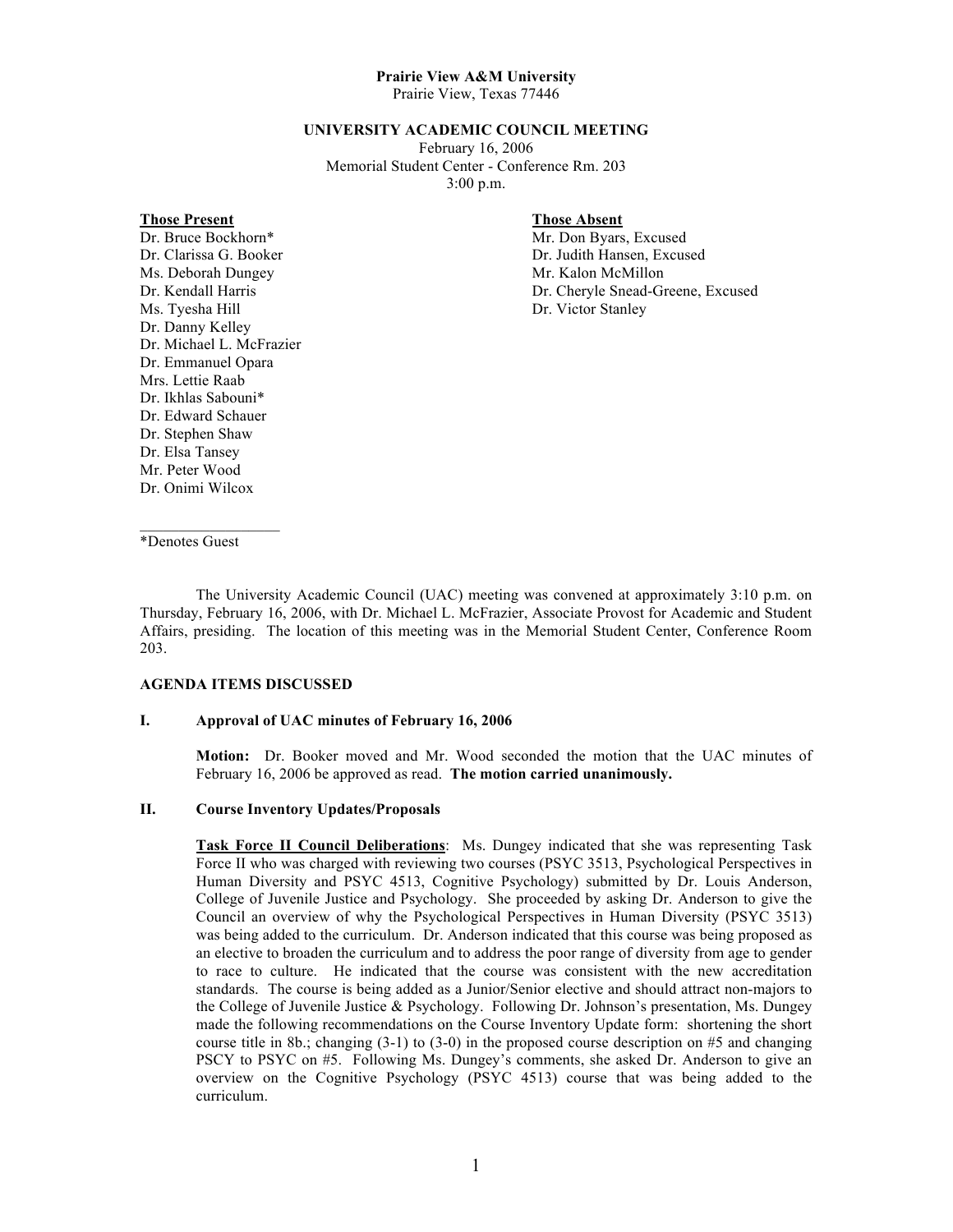**Prairie View A&M University**
Prairie View, Texas 77446

**UNIVERSITY ACADEMIC COUNCIL MEETING**
February 16, 2006
Memorial Student Center - Conference Rm. 203
3:00 p.m.

**Those Present**

Dr. Bruce Bockhorn*
Dr. Clarissa G. Booker
Ms. Deborah Dungey
Dr. Kendall Harris
Ms. Tyesha Hill
Dr. Danny Kelley
Dr. Michael L. McFrazier
Dr. Emmanuel Opara
Mrs. Lettie Raab
Dr. Ikhlas Sabouni*
Dr. Edward Schauer
Dr. Stephen Shaw
Dr. Elsa Tansey
Mr. Peter Wood
Dr. Onimi Wilcox

**Those Absent**

Mr. Don Byars, Excused
Dr. Judith Hansen, Excused
Mr. Kalon McMillon
Dr. Cheryle Snead-Greene, Excused
Dr. Victor Stanley

*Denotes Guest

The University Academic Council (UAC) meeting was convened at approximately 3:10 p.m. on Thursday, February 16, 2006, with Dr. Michael L. McFrazier, Associate Provost for Academic and Student Affairs, presiding. The location of this meeting was in the Memorial Student Center, Conference Room 203.

**AGENDA ITEMS DISCUSSED**

**I. Approval of UAC minutes of February 16, 2006**

**Motion:** Dr. Booker moved and Mr. Wood seconded the motion that the UAC minutes of February 16, 2006 be approved as read. **The motion carried unanimously.**

**II. Course Inventory Updates/Proposals**

**Task Force II Council Deliberations**: Ms. Dungey indicated that she was representing Task Force II who was charged with reviewing two courses (PSYC 3513, Psychological Perspectives in Human Diversity and PSYC 4513, Cognitive Psychology) submitted by Dr. Louis Anderson, College of Juvenile Justice and Psychology. She proceeded by asking Dr. Anderson to give the Council an overview of why the Psychological Perspectives in Human Diversity (PSYC 3513) was being added to the curriculum. Dr. Anderson indicated that this course was being proposed as an elective to broaden the curriculum and to address the poor range of diversity from age to gender to race to culture. He indicated that the course was consistent with the new accreditation standards. The course is being added as a Junior/Senior elective and should attract non-majors to the College of Juvenile Justice & Psychology. Following Dr. Johnson's presentation, Ms. Dungey made the following recommendations on the Course Inventory Update form: shortening the short course title in 8b.; changing (3-1) to (3-0) in the proposed course description on #5 and changing PSCY to PSYC on #5. Following Ms. Dungey's comments, she asked Dr. Anderson to give an overview on the Cognitive Psychology (PSYC 4513) course that was being added to the curriculum.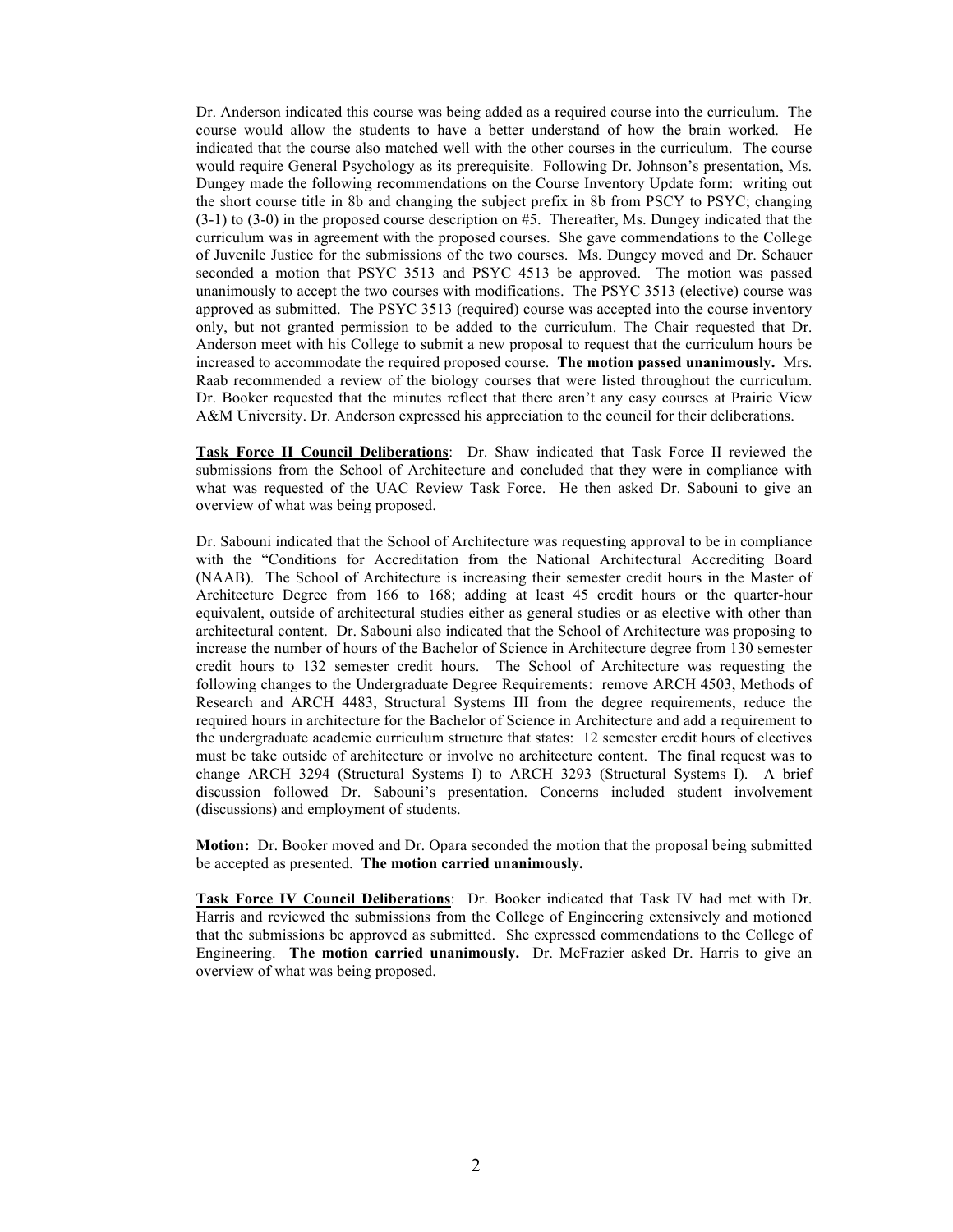Dr. Anderson indicated this course was being added as a required course into the curriculum. The course would allow the students to have a better understand of how the brain worked. He indicated that the course also matched well with the other courses in the curriculum. The course would require General Psychology as its prerequisite. Following Dr. Johnson's presentation, Ms. Dungey made the following recommendations on the Course Inventory Update form: writing out the short course title in 8b and changing the subject prefix in 8b from PSCY to PSYC; changing (3-1) to (3-0) in the proposed course description on #5. Thereafter, Ms. Dungey indicated that the curriculum was in agreement with the proposed courses. She gave commendations to the College of Juvenile Justice for the submissions of the two courses. Ms. Dungey moved and Dr. Schauer seconded a motion that PSYC 3513 and PSYC 4513 be approved. The motion was passed unanimously to accept the two courses with modifications. The PSYC 3513 (elective) course was approved as submitted. The PSYC 3513 (required) course was accepted into the course inventory only, but not granted permission to be added to the curriculum. The Chair requested that Dr. Anderson meet with his College to submit a new proposal to request that the curriculum hours be increased to accommodate the required proposed course. **The motion passed unanimously.** Mrs. Raab recommended a review of the biology courses that were listed throughout the curriculum. Dr. Booker requested that the minutes reflect that there aren't any easy courses at Prairie View A&M University. Dr. Anderson expressed his appreciation to the council for their deliberations.

**Task Force II Council Deliberations**: Dr. Shaw indicated that Task Force II reviewed the submissions from the School of Architecture and concluded that they were in compliance with what was requested of the UAC Review Task Force. He then asked Dr. Sabouni to give an overview of what was being proposed.

Dr. Sabouni indicated that the School of Architecture was requesting approval to be in compliance with the "Conditions for Accreditation from the National Architectural Accrediting Board (NAAB). The School of Architecture is increasing their semester credit hours in the Master of Architecture Degree from 166 to 168; adding at least 45 credit hours or the quarter-hour equivalent, outside of architectural studies either as general studies or as elective with other than architectural content. Dr. Sabouni also indicated that the School of Architecture was proposing to increase the number of hours of the Bachelor of Science in Architecture degree from 130 semester credit hours to 132 semester credit hours. The School of Architecture was requesting the following changes to the Undergraduate Degree Requirements: remove ARCH 4503, Methods of Research and ARCH 4483, Structural Systems III from the degree requirements, reduce the required hours in architecture for the Bachelor of Science in Architecture and add a requirement to the undergraduate academic curriculum structure that states: 12 semester credit hours of electives must be take outside of architecture or involve no architecture content. The final request was to change ARCH 3294 (Structural Systems I) to ARCH 3293 (Structural Systems I). A brief discussion followed Dr. Sabouni's presentation. Concerns included student involvement (discussions) and employment of students.

**Motion:** Dr. Booker moved and Dr. Opara seconded the motion that the proposal being submitted be accepted as presented. **The motion carried unanimously.**

**Task Force IV Council Deliberations**: Dr. Booker indicated that Task IV had met with Dr. Harris and reviewed the submissions from the College of Engineering extensively and motioned that the submissions be approved as submitted. She expressed commendations to the College of Engineering. **The motion carried unanimously.** Dr. McFrazier asked Dr. Harris to give an overview of what was being proposed.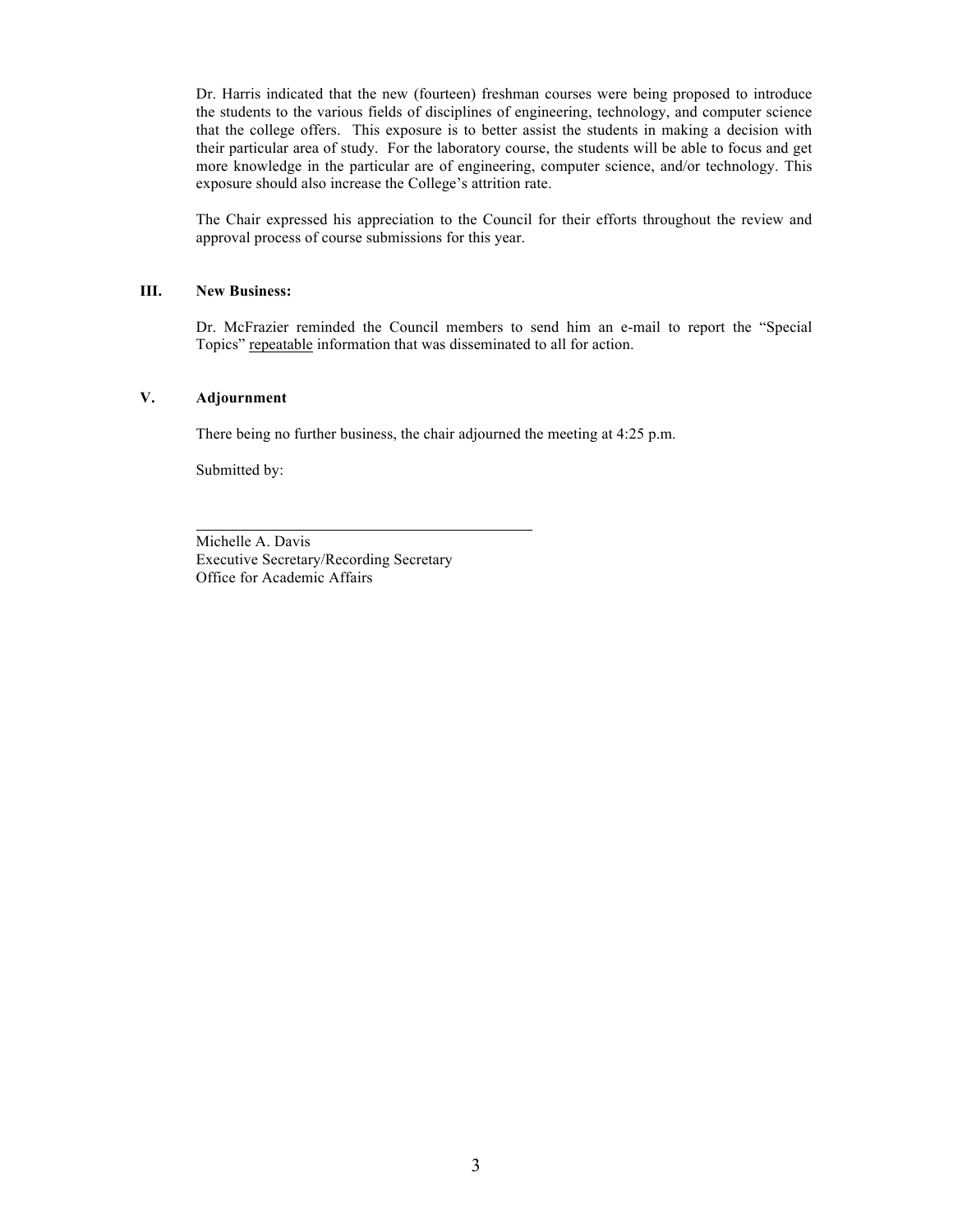Dr. Harris indicated that the new (fourteen) freshman courses were being proposed to introduce the students to the various fields of disciplines of engineering, technology, and computer science that the college offers. This exposure is to better assist the students in making a decision with their particular area of study. For the laboratory course, the students will be able to focus and get more knowledge in the particular are of engineering, computer science, and/or technology. This exposure should also increase the College's attrition rate.

The Chair expressed his appreciation to the Council for their efforts throughout the review and approval process of course submissions for this year.

## III. New Business:

Dr. McFrazier reminded the Council members to send him an e-mail to report the "Special Topics" <u>repeatable</u> information that was disseminated to all for action.

## V. Adjournment

There being no further business, the chair adjourned the meeting at 4:25 p.m.

Submitted by:

Michelle A. Davis
Executive Secretary/Recording Secretary
Office for Academic Affairs